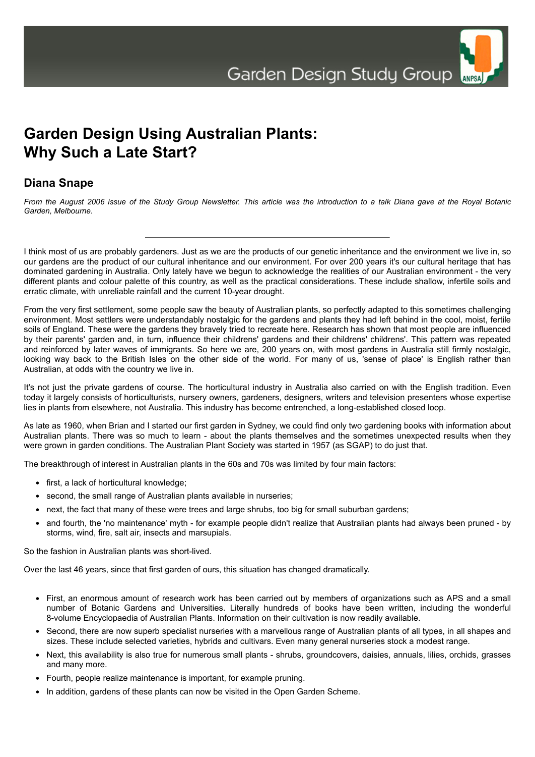# Garden Design Using Australian Plants: Why Such a Late Start?

## Diana Snape

*From the August 2006 issue of the Study Group Newsletter. This article was the introduction to a talk Diana gave at the Royal Botanic Garden, Melbourne.*

---

I think most of us are probably gardeners. Just as we are the products of our genetic inheritance and the environment we live in, so our gardens are the product of our cultural inheritance and our environment. For over 200 years it's our cultural heritage that has dominated gardening in Australia. Only lately have we begun to acknowledge the realities of our Australian environment - the very different plants and colour palette of this country, as well as the practical considerations. These include shallow, infertile soils and erratic climate, with unreliable rainfall and the current 10-year drought.

From the very first settlement, some people saw the beauty of Australian plants, so perfectly adapted to this sometimes challenging environment. Most settlers were understandably nostalgic for the gardens and plants they had left behind in the cool, moist, fertile soils of England. These were the gardens they bravely tried to recreate here. Research has shown that most people are influenced by their parents' garden and, in turn, influence their childrens' gardens and their childrens' childrens'. This pattern was repeated and reinforced by later waves of immigrants. So here we are, 200 years on, with most gardens in Australia still firmly nostalgic, looking way back to the British Isles on the other side of the world. For many of us, 'sense of place' is English rather than Australian, at odds with the country we live in.

It's not just the private gardens of course. The horticultural industry in Australia also carried on with the English tradition. Even today it largely consists of horticulturists, nursery owners, gardeners, designers, writers and television presenters whose expertise lies in plants from elsewhere, not Australia. This industry has become entrenched, a long-established closed loop.

As late as 1960, when Brian and I started our first garden in Sydney, we could find only two gardening books with information about Australian plants. There was so much to learn - about the plants themselves and the sometimes unexpected results when they were grown in garden conditions. The Australian Plant Society was started in 1957 (as SGAP) to do just that.

The breakthrough of interest in Australian plants in the 60s and 70s was limited by four main factors:

- first, a lack of horticultural knowledge;
- second, the small range of Australian plants available in nurseries;
- next, the fact that many of these were trees and large shrubs, too big for small suburban gardens;
- and fourth, the 'no maintenance' myth - for example people didn't realize that Australian plants had always been pruned - by storms, wind, fire, salt air, insects and marsupials.

So the fashion in Australian plants was short-lived.

Over the last 46 years, since that first garden of ours, this situation has changed dramatically.

- First, an enormous amount of research work has been carried out by members of organizations such as APS and a small number of Botanic Gardens and Universities. Literally hundreds of books have been written, including the wonderful 8-volume Encyclopaedia of Australian Plants. Information on their cultivation is now readily available.
- Second, there are now superb specialist nurseries with a marvellous range of Australian plants of all types, in all shapes and sizes. These include selected varieties, hybrids and cultivars. Even many general nurseries stock a modest range.
- Next, this availability is also true for numerous small plants - shrubs, groundcovers, daisies, annuals, lilies, orchids, grasses and many more.
- Fourth, people realize maintenance is important, for example pruning.
- In addition, gardens of these plants can now be visited in the Open Garden Scheme.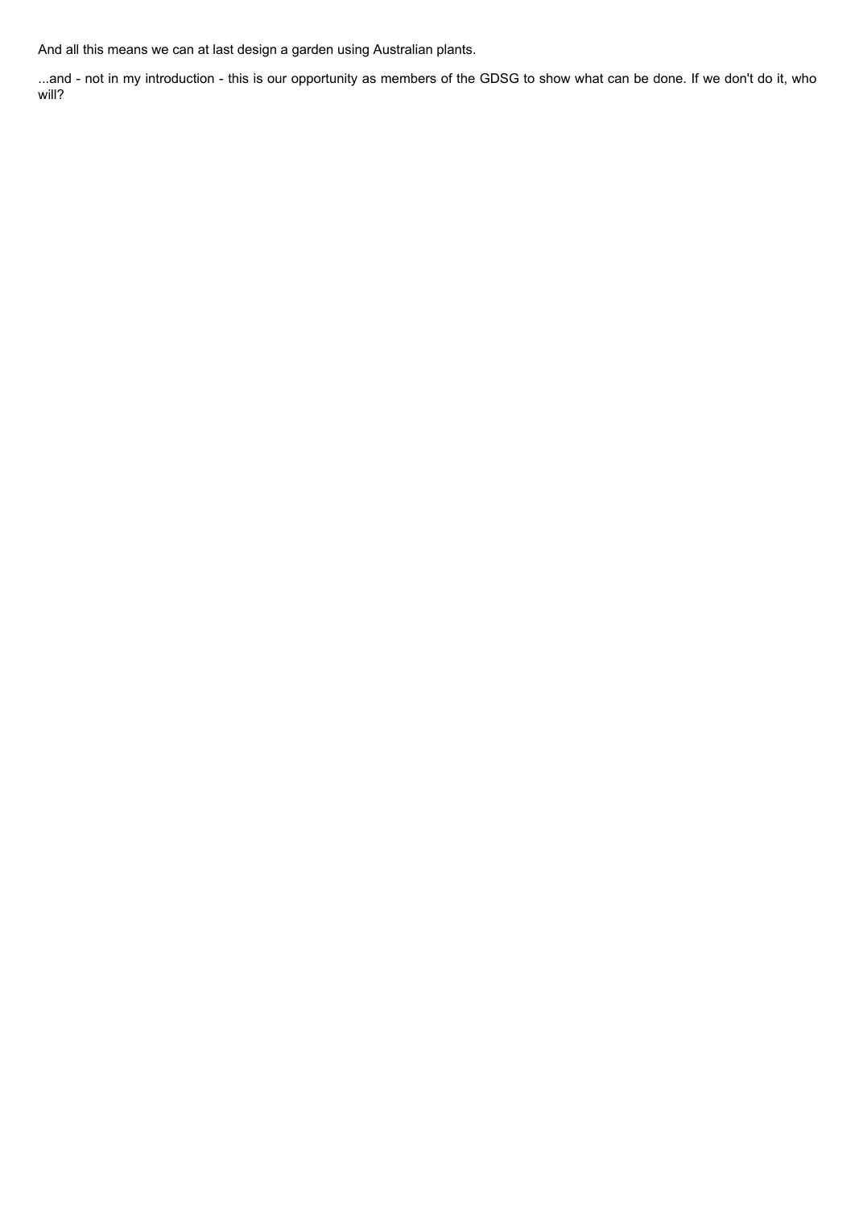And all this means we can at last design a garden using Australian plants.

...and - not in my introduction - this is our opportunity as members of the GDSG to show what can be done. If we don't do it, who will?